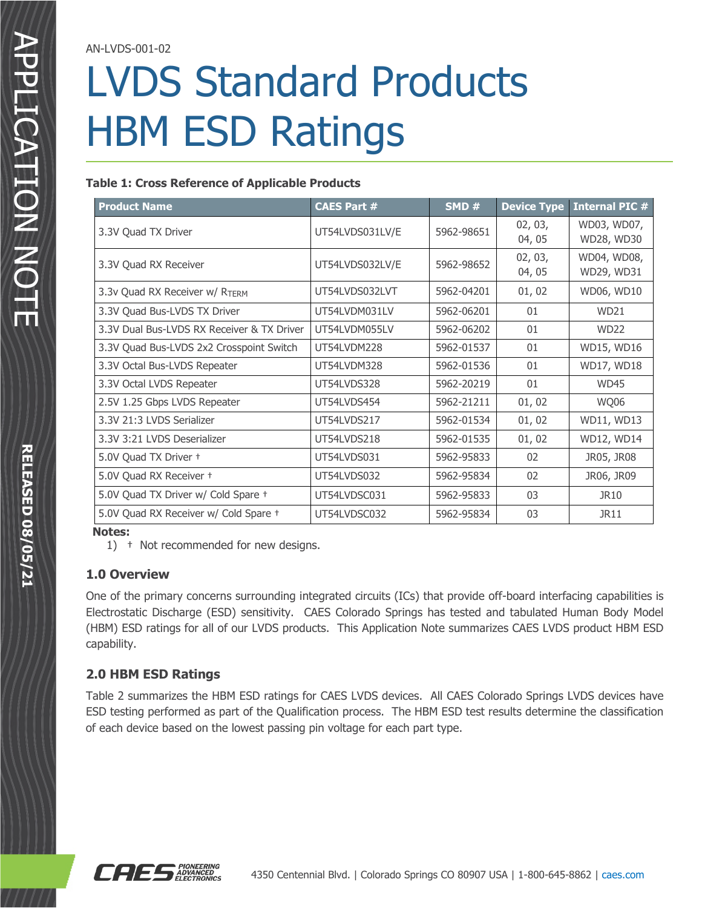AN-LVDS-001-02

# LVDS Standard Products HBM ESD Ratings

**Table 1: Cross Reference of Applicable Products**

| Product Name | CAES Part # | SMD # | Device Type | Internal PIC # |
|---|---|---|---|---|
| 3.3V Quad TX Driver | UT54LVDS031LV/E | 5962-98651 | 02, 03, 04, 05 | WD03, WD07, WD28, WD30 |
| 3.3V Quad RX Receiver | UT54LVDS032LV/E | 5962-98652 | 02, 03, 04, 05 | WD04, WD08, WD29, WD31 |
| 3.3v Quad RX Receiver w/ $R_{TERM}$ | UT54LVDS032LVT | 5962-04201 | 01, 02 | WD06, WD10 |
| 3.3V Quad Bus-LVDS TX Driver | UT54LVDM031LV | 5962-06201 | 01 | WD21 |
| 3.3V Dual Bus-LVDS RX Receiver & TX Driver | UT54LVDM055LV | 5962-06202 | 01 | WD22 |
| 3.3V Quad Bus-LVDS 2x2 Crosspoint Switch | UT54LVDM228 | 5962-01537 | 01 | WD15, WD16 |
| 3.3V Octal Bus-LVDS Repeater | UT54LVDM328 | 5962-01536 | 01 | WD17, WD18 |
| 3.3V Octal LVDS Repeater | UT54LVDS328 | 5962-20219 | 01 | WD45 |
| 2.5V 1.25 Gbps LVDS Repeater | UT54LVDS454 | 5962-21211 | 01, 02 | WQ06 |
| 3.3V 21:3 LVDS Serializer | UT54LVDS217 | 5962-01534 | 01, 02 | WD11, WD13 |
| 3.3V 3:21 LVDS Deserializer | UT54LVDS218 | 5962-01535 | 01, 02 | WD12, WD14 |
| 5.0V Quad TX Driver † | UT54LVDS031 | 5962-95833 | 02 | JR05, JR08 |
| 5.0V Quad RX Receiver † | UT54LVDS032 | 5962-95834 | 02 | JR06, JR09 |
| 5.0V Quad TX Driver w/ Cold Spare † | UT54LVDSC031 | 5962-95833 | 03 | JR10 |
| 5.0V Quad RX Receiver w/ Cold Spare † | UT54LVDSC032 | 5962-95834 | 03 | JR11 |

**Notes:**

1) † Not recommended for new designs.

### 1.0 Overview

One of the primary concerns surrounding integrated circuits (ICs) that provide off-board interfacing capabilities is Electrostatic Discharge (ESD) sensitivity. CAES Colorado Springs has tested and tabulated Human Body Model (HBM) ESD ratings for all of our LVDS products. This Application Note summarizes CAES LVDS product HBM ESD capability.

### 2.0 HBM ESD Ratings

Table 2 summarizes the HBM ESD ratings for CAES LVDS devices. All CAES Colorado Springs LVDS devices have ESD testing performed as part of the Qualification process. The HBM ESD test results determine the classification of each device based on the lowest passing pin voltage for each part type.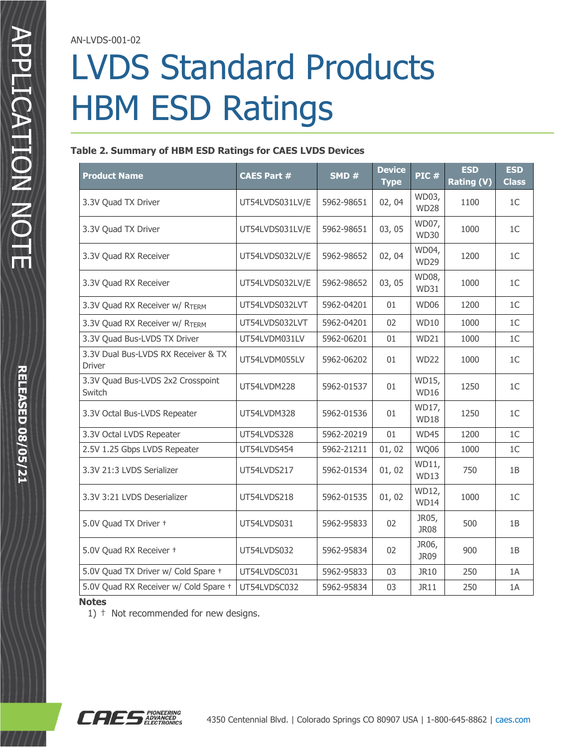AN-LVDS-001-02

# LVDS Standard Products HBM ESD Ratings

**Table 2. Summary of HBM ESD Ratings for CAES LVDS Devices**

| Product Name | CAES Part # | SMD # | Device Type | PIC # | ESD Rating (V) | ESD Class |
|---|---|---|---|---|---|---|
| 3.3V Quad TX Driver | UT54LVDS031LV/E | 5962-98651 | 02, 04 | WD03, WD28 | 1100 | 1C |
| 3.3V Quad TX Driver | UT54LVDS031LV/E | 5962-98651 | 03, 05 | WD07, WD30 | 1000 | 1C |
| 3.3V Quad RX Receiver | UT54LVDS032LV/E | 5962-98652 | 02, 04 | WD04, WD29 | 1200 | 1C |
| 3.3V Quad RX Receiver | UT54LVDS032LV/E | 5962-98652 | 03, 05 | WD08, WD31 | 1000 | 1C |
| 3.3V Quad RX Receiver w/ $R_{TERM}$ | UT54LVDS032LVT | 5962-04201 | 01 | WD06 | 1200 | 1C |
| 3.3V Quad RX Receiver w/ $R_{TERM}$ | UT54LVDS032LVT | 5962-04201 | 02 | WD10 | 1000 | 1C |
| 3.3V Quad Bus-LVDS TX Driver | UT54LVDM031LV | 5962-06201 | 01 | WD21 | 1000 | 1C |
| 3.3V Dual Bus-LVDS RX Receiver & TX Driver | UT54LVDM055LV | 5962-06202 | 01 | WD22 | 1000 | 1C |
| 3.3V Quad Bus-LVDS 2x2 Crosspoint Switch | UT54LVDM228 | 5962-01537 | 01 | WD15, WD16 | 1250 | 1C |
| 3.3V Octal Bus-LVDS Repeater | UT54LVDM328 | 5962-01536 | 01 | WD17, WD18 | 1250 | 1C |
| 3.3V Octal LVDS Repeater | UT54LVDS328 | 5962-20219 | 01 | WD45 | 1200 | 1C |
| 2.5V 1.25 Gbps LVDS Repeater | UT54LVDS454 | 5962-21211 | 01, 02 | WQ06 | 1000 | 1C |
| 3.3V 21:3 LVDS Serializer | UT54LVDS217 | 5962-01534 | 01, 02 | WD11, WD13 | 750 | 1B |
| 3.3V 3:21 LVDS Deserializer | UT54LVDS218 | 5962-01535 | 01, 02 | WD12, WD14 | 1000 | 1C |
| 5.0V Quad TX Driver † | UT54LVDS031 | 5962-95833 | 02 | JR05, JR08 | 500 | 1B |
| 5.0V Quad RX Receiver † | UT54LVDS032 | 5962-95834 | 02 | JR06, JR09 | 900 | 1B |
| 5.0V Quad TX Driver w/ Cold Spare † | UT54LVDSC031 | 5962-95833 | 03 | JR10 | 250 | 1A |
| 5.0V Quad RX Receiver w/ Cold Spare † | UT54LVDSC032 | 5962-95834 | 03 | JR11 | 250 | 1A |

**Notes**

1) † Not recommended for new designs.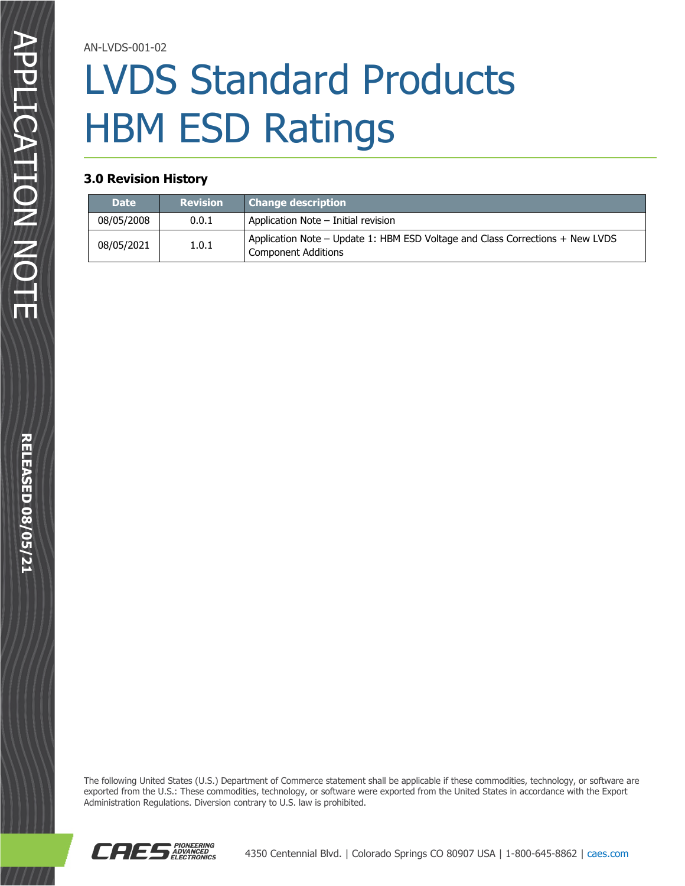AN-LVDS-001-02

# LVDS Standard Products HBM ESD Ratings

### 3.0 Revision History

| Date | Revision | Change description |
|---|---|---|
| 08/05/2008 | 0.0.1 | Application Note – Initial revision |
| 08/05/2021 | 1.0.1 | Application Note – Update 1: HBM ESD Voltage and Class Corrections + New LVDS Component Additions |

The following United States (U.S.) Department of Commerce statement shall be applicable if these commodities, technology, or software are exported from the U.S.: These commodities, technology, or software were exported from the United States in accordance with the Export Administration Regulations. Diversion contrary to U.S. law is prohibited.